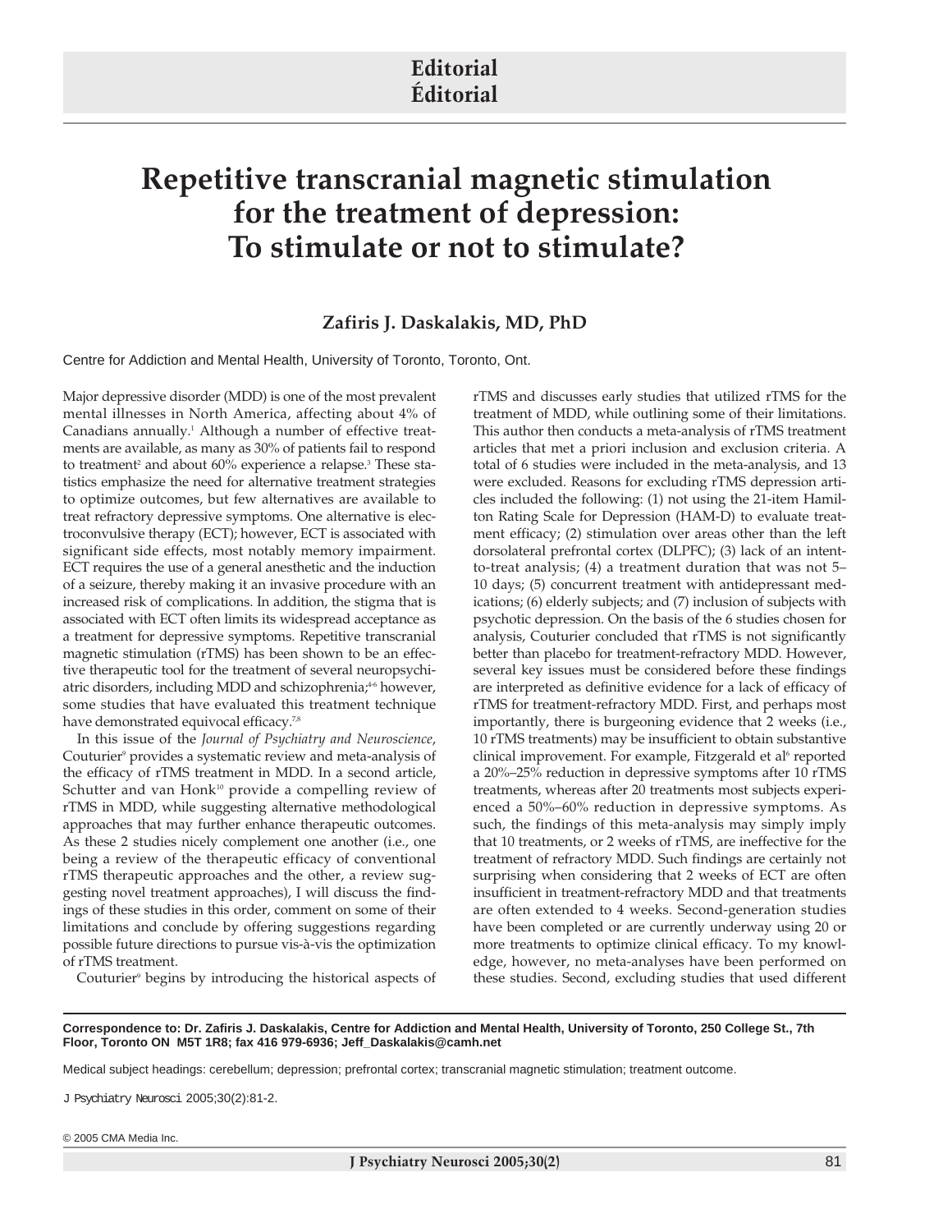# Editorial
# Éditorial

# Repetitive transcranial magnetic stimulation for the treatment of depression: To stimulate or not to stimulate?

## Zafiris J. Daskalakis, MD, PhD

Centre for Addiction and Mental Health, University of Toronto, Toronto, Ont.

Major depressive disorder (MDD) is one of the most prevalent mental illnesses in North America, affecting about 4% of Canadians annually.[1] Although a number of effective treatments are available, as many as 30% of patients fail to respond to treatment[2] and about 60% experience a relapse.[3] These statistics emphasize the need for alternative treatment strategies to optimize outcomes, but few alternatives are available to treat refractory depressive symptoms. One alternative is electroconvulsive therapy (ECT); however, ECT is associated with significant side effects, most notably memory impairment. ECT requires the use of a general anesthetic and the induction of a seizure, thereby making it an invasive procedure with an increased risk of complications. In addition, the stigma that is associated with ECT often limits its widespread acceptance as a treatment for depressive symptoms. Repetitive transcranial magnetic stimulation (rTMS) has been shown to be an effective therapeutic tool for the treatment of several neuropsychiatric disorders, including MDD and schizophrenia;[4–6] however, some studies that have evaluated this treatment technique have demonstrated equivocal efficacy.[7,8]

In this issue of the *Journal of Psychiatry and Neuroscience*, Couturier[9] provides a systematic review and meta-analysis of the efficacy of rTMS treatment in MDD. In a second article, Schutter and van Honk[10] provide a compelling review of rTMS in MDD, while suggesting alternative methodological approaches that may further enhance therapeutic outcomes. As these 2 studies nicely complement one another (i.e., one being a review of the therapeutic efficacy of conventional rTMS therapeutic approaches and the other, a review suggesting novel treatment approaches), I will discuss the findings of these studies in this order, comment on some of their limitations and conclude by offering suggestions regarding possible future directions to pursue vis-à-vis the optimization of rTMS treatment.

Couturier[9] begins by introducing the historical aspects of rTMS and discusses early studies that utilized rTMS for the treatment of MDD, while outlining some of their limitations. This author then conducts a meta-analysis of rTMS treatment articles that met a priori inclusion and exclusion criteria. A total of 6 studies were included in the meta-analysis, and 13 were excluded. Reasons for excluding rTMS depression articles included the following: (1) not using the 21-item Hamilton Rating Scale for Depression (HAM-D) to evaluate treatment efficacy; (2) stimulation over areas other than the left dorsolateral prefrontal cortex (DLPFC); (3) lack of an intent-to-treat analysis; (4) a treatment duration that was not 5–10 days; (5) concurrent treatment with antidepressant medications; (6) elderly subjects; and (7) inclusion of subjects with psychotic depression. On the basis of the 6 studies chosen for analysis, Couturier concluded that rTMS is not significantly better than placebo for treatment-refractory MDD. However, several key issues must be considered before these findings are interpreted as definitive evidence for a lack of efficacy of rTMS for treatment-refractory MDD. First, and perhaps most importantly, there is burgeoning evidence that 2 weeks (i.e., 10 rTMS treatments) may be insufficient to obtain substantive clinical improvement. For example, Fitzgerald et al[6] reported a 20%–25% reduction in depressive symptoms after 10 rTMS treatments, whereas after 20 treatments most subjects experienced a 50%–60% reduction in depressive symptoms. As such, the findings of this meta-analysis may simply imply that 10 treatments, or 2 weeks of rTMS, are ineffective for the treatment of refractory MDD. Such findings are certainly not surprising when considering that 2 weeks of ECT are often insufficient in treatment-refractory MDD and that treatments are often extended to 4 weeks. Second-generation studies have been completed or are currently underway using 20 or more treatments to optimize clinical efficacy. To my knowledge, however, no meta-analyses have been performed on these studies. Second, excluding studies that used different

**Correspondence to: Dr. Zafiris J. Daskalakis, Centre for Addiction and Mental Health, University of Toronto, 250 College St., 7th Floor, Toronto ON M5T 1R8; fax 416 979-6936; Jeff_Daskalakis@camh.net**

Medical subject headings: cerebellum; depression; prefrontal cortex; transcranial magnetic stimulation; treatment outcome.

J Psychiatry Neurosci 2005;30(2):81-2.

© 2005 CMA Media Inc.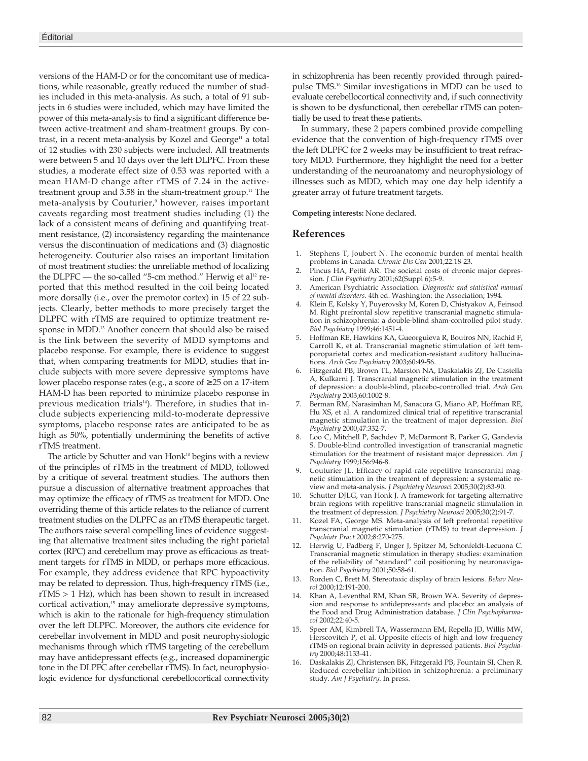versions of the HAM-D or for the concomitant use of medications, while reasonable, greatly reduced the number of studies included in this meta-analysis. As such, a total of 91 subjects in 6 studies were included, which may have limited the power of this meta-analysis to find a significant difference between active-treatment and sham-treatment groups. By contrast, in a recent meta-analysis by Kozel and George[11] a total of 12 studies with 230 subjects were included. All treatments were between 5 and 10 days over the left DLPFC. From these studies, a moderate effect size of 0.53 was reported with a mean HAM-D change after rTMS of 7.24 in the active-treatment group and 3.58 in the sham-treatment group.[11] The meta-analysis by Couturier,[9] however, raises important caveats regarding most treatment studies including (1) the lack of a consistent means of defining and quantifying treatment resistance, (2) inconsistency regarding the maintenance versus the discontinuation of medications and (3) diagnostic heterogeneity. Couturier also raises an important limitation of most treatment studies: the unreliable method of localizing the DLPFC — the so-called "5-cm method." Herwig et al[12] reported that this method resulted in the coil being located more dorsally (i.e., over the premotor cortex) in 15 of 22 subjects. Clearly, better methods to more precisely target the DLPFC with rTMS are required to optimize treatment response in MDD.[13] Another concern that should also be raised is the link between the severity of MDD symptoms and placebo response. For example, there is evidence to suggest that, when comparing treatments for MDD, studies that include subjects with more severe depressive symptoms have lower placebo response rates (e.g., a score of ≥25 on a 17-item HAM-D has been reported to minimize placebo response in previous medication trials[14]). Therefore, in studies that include subjects experiencing mild-to-moderate depressive symptoms, placebo response rates are anticipated to be as high as 50%, potentially undermining the benefits of active rTMS treatment.

The article by Schutter and van Honk[10] begins with a review of the principles of rTMS in the treatment of MDD, followed by a critique of several treatment studies. The authors then pursue a discussion of alternative treatment approaches that may optimize the efficacy of rTMS as treatment for MDD. One overriding theme of this article relates to the reliance of current treatment studies on the DLPFC as an rTMS therapeutic target. The authors raise several compelling lines of evidence suggesting that alternative treatment sites including the right parietal cortex (RPC) and cerebellum may prove as efficacious as treatment targets for rTMS in MDD, or perhaps more efficacious. For example, they address evidence that RPC hypoactivity may be related to depression. Thus, high-frequency rTMS (i.e., rTMS > 1 Hz), which has been shown to result in increased cortical activation,[15] may ameliorate depressive symptoms, which is akin to the rationale for high-frequency stimulation over the left DLPFC. Moreover, the authors cite evidence for cerebellar involvement in MDD and posit neurophysiologic mechanisms through which rTMS targeting of the cerebellum may have antidepressant effects (e.g., increased dopaminergic tone in the DLPFC after cerebellar rTMS). In fact, neurophysiologic evidence for dysfunctional cerebellocortical connectivity in schizophrenia has been recently provided through paired-pulse TMS.[16] Similar investigations in MDD can be used to evaluate cerebellocortical connectivity and, if such connectivity is shown to be dysfunctional, then cerebellar rTMS can potentially be used to treat these patients.

In summary, these 2 papers combined provide compelling evidence that the convention of high-frequency rTMS over the left DLPFC for 2 weeks may be insufficient to treat refractory MDD. Furthermore, they highlight the need for a better understanding of the neuroanatomy and neurophysiology of illnesses such as MDD, which may one day help identify a greater array of future treatment targets.

**Competing interests:** None declared.

## References

1. Stephens T, Joubert N. The economic burden of mental health problems in Canada. *Chronic Dis Can* 2001;22:18-23.
2. Pincus HA, Pettit AR. The societal costs of chronic major depression. *J Clin Psychiatry* 2001;62(Suppl 6):5-9.
3. American Psychiatric Association. *Diagnostic and statistical manual of mental disorders.* 4th ed. Washington: the Association; 1994.
4. Klein E, Kolsky Y, Puyerovsky M, Koren D, Chistyakov A, Feinsod M. Right prefrontal slow repetitive transcranial magnetic stimulation in schizophrenia: a double-blind sham-controlled pilot study. *Biol Psychiatry* 1999;46:1451-4.
5. Hoffman RE, Hawkins KA, Gueorguieva R, Boutros NN, Rachid F, Carroll K, et al. Transcranial magnetic stimulation of left temporoparietal cortex and medication-resistant auditory hallucinations. *Arch Gen Psychiatry* 2003;60:49-56.
6. Fitzgerald PB, Brown TL, Marston NA, Daskalakis ZJ, De Castella A, Kulkarni J. Transcranial magnetic stimulation in the treatment of depression: a double-blind, placebo-controlled trial. *Arch Gen Psychiatry* 2003;60:1002-8.
7. Berman RM, Narasimhan M, Sanacora G, Miano AP, Hoffman RE, Hu XS, et al. A randomized clinical trial of repetitive transcranial magnetic stimulation in the treatment of major depression. *Biol Psychiatry* 2000;47:332-7.
8. Loo C, Mitchell P, Sachdev P, McDarmont B, Parker G, Gandevia S. Double-blind controlled investigation of transcranial magnetic stimulation for the treatment of resistant major depression. *Am J Psychiatry* 1999;156:946-8.
9. Couturier JL. Efficacy of rapid-rate repetitive transcranial magnetic stimulation in the treatment of depression: a systematic review and meta-analysis. *J Psychiatry Neurosc*i 2005;30(2):83-90.
10. Schutter DJLG, van Honk J. A framework for targeting alternative brain regions with repetitive transcranial magnetic stimulation in the treatment of depression. *J Psychiatry Neurosci* 2005;30(2):91-7.
11. Kozel FA, George MS. Meta-analysis of left prefrontal repetitive transcranial magnetic stimulation (rTMS) to treat depression. *J Psychiatr Pract* 2002;8:270-275.
12. Herwig U, Padberg F, Unger J, Spitzer M, Schonfeldt-Lecuona C. Transcranial magnetic stimulation in therapy studies: examination of the reliability of "standard" coil positioning by neuronavigation. *Biol Psychiatry* 2001;50:58-61.
13. Rorden C, Brett M. Stereotaxic display of brain lesions. *Behav Neurol* 2000;12:191-200.
14. Khan A, Leventhal RM, Khan SR, Brown WA. Severity of depression and response to antidepressants and placebo: an analysis of the Food and Drug Administration database. *J Clin Psychopharmacol* 2002;22:40-5.
15. Speer AM, Kimbrell TA, Wassermann EM, Repella JD, Willis MW, Herscovitch P, et al. Opposite effects of high and low frequency rTMS on regional brain activity in depressed patients. *Biol Psychiatry* 2000;48:1133-41.
16. Daskalakis ZJ, Christensen BK, Fitzgerald PB, Fountain SI, Chen R. Reduced cerebellar inhibition in schizophrenia: a preliminary study. *Am J Psychiatry.* In press.